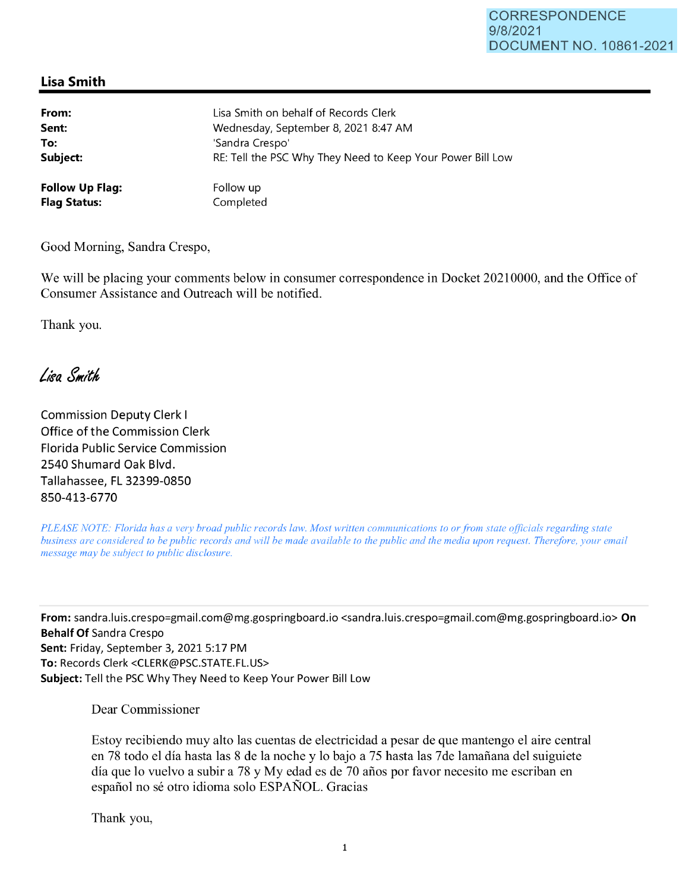CORRESPONDENCE
9/8/2021
DOCUMENT NO. 10861-2021

## Lisa Smith

| | |
|---|---|
| **From:** | Lisa Smith on behalf of Records Clerk |
| **Sent:** | Wednesday, September 8, 2021 8:47 AM |
| **To:** | 'Sandra Crespo' |
| **Subject:** | RE: Tell the PSC Why They Need to Keep Your Power Bill Low |
| **Follow Up Flag:** | Follow up |
| **Flag Status:** | Completed |

Good Morning, Sandra Crespo,

We will be placing your comments below in consumer correspondence in Docket 20210000, and the Office of Consumer Assistance and Outreach will be notified.

Thank you.

*Lisa Smith*

Commission Deputy Clerk I
Office of the Commission Clerk
Florida Public Service Commission
2540 Shumard Oak Blvd.
Tallahassee, FL 32399-0850
850-413-6770

*PLEASE NOTE: Florida has a very broad public records law. Most written communications to or from state officials regarding state business are considered to be public records and will be made available to the public and the media upon request. Therefore, your email message may be subject to public disclosure.*

---

**From:** sandra.luis.crespo=gmail.com@mg.gospringboard.io <sandra.luis.crespo=gmail.com@mg.gospringboard.io> **On Behalf Of** Sandra Crespo
**Sent:** Friday, September 3, 2021 5:17 PM
**To:** Records Clerk <CLERK@PSC.STATE.FL.US>
**Subject:** Tell the PSC Why They Need to Keep Your Power Bill Low

Dear Commissioner

Estoy recibiendo muy alto las cuentas de electricidad a pesar de que mantengo el aire central en 78 todo el día hasta las 8 de la noche y lo bajo a 75 hasta las 7de lamañana del suiguiete día que lo vuelvo a subir a 78 y My edad es de 70 años por favor necesito me escriban en español no sé otro idioma solo ESPAÑOL. Gracias

Thank you,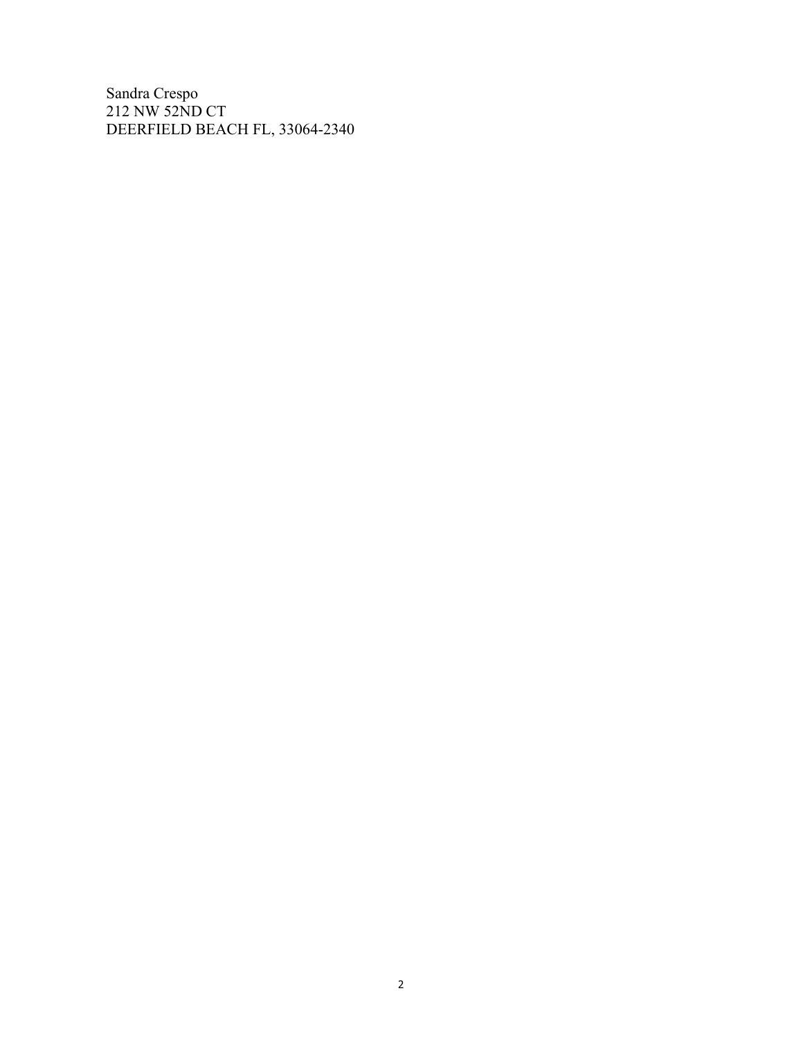Sandra Crespo
212 NW 52ND CT
DEERFIELD BEACH FL, 33064-2340